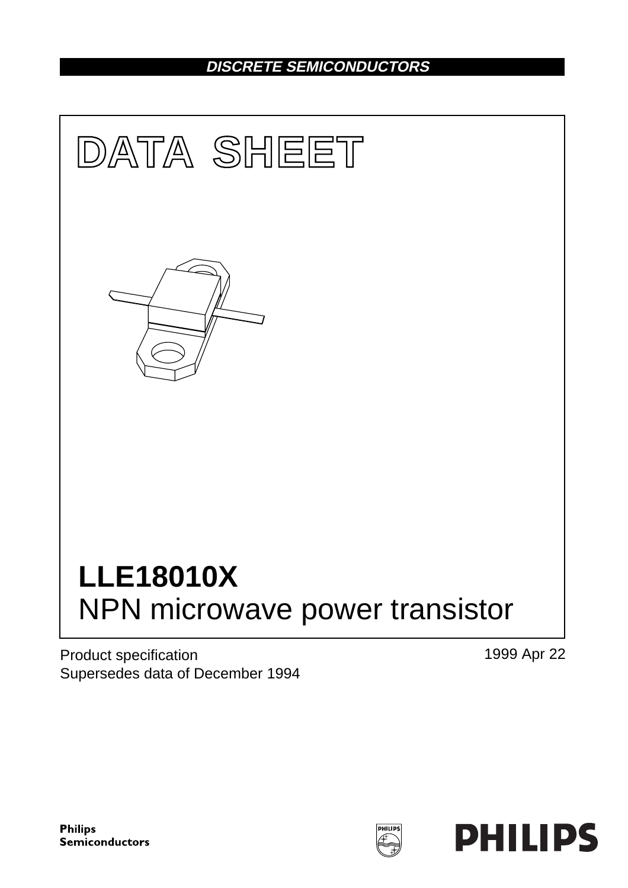DISCRETE SEMICONDUCTORS

# DATA SHEET

# LLE18010X
NPN microwave power transistor

Product specification
Supersedes data of December 1994

1999 Apr 22

Philips Semiconductors

PHILIPS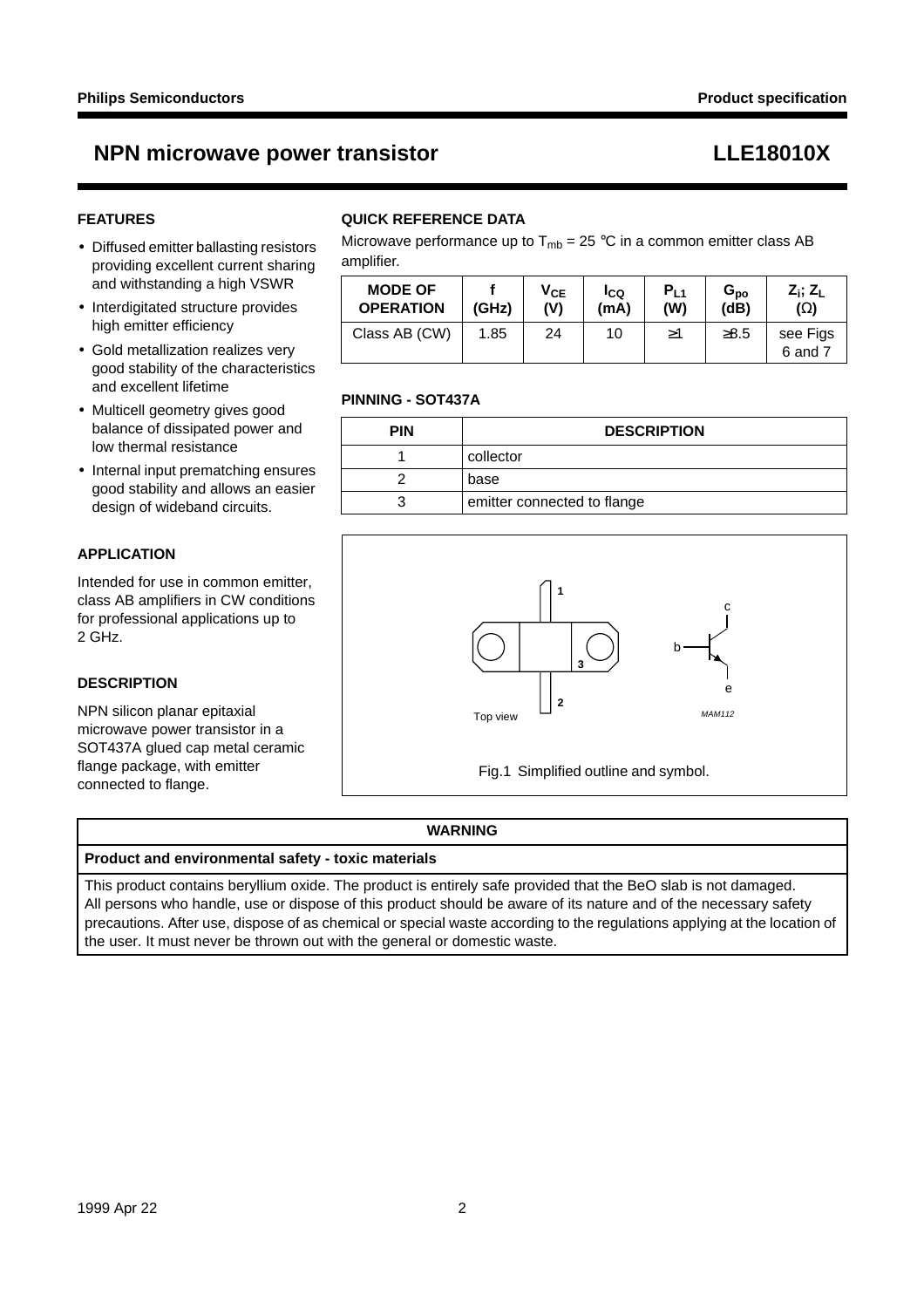# NPN microwave power transistor LLE18010X

## FEATURES

- Diffused emitter ballasting resistors providing excellent current sharing and withstanding a high VSWR
- Interdigitated structure provides high emitter efficiency
- Gold metallization realizes very good stability of the characteristics and excellent lifetime
- Multicell geometry gives good balance of dissipated power and low thermal resistance
- Internal input prematching ensures good stability and allows an easier design of wideband circuits.

## APPLICATION

Intended for use in common emitter, class AB amplifiers in CW conditions for professional applications up to 2 GHz.

## DESCRIPTION

NPN silicon planar epitaxial microwave power transistor in a SOT437A glued cap metal ceramic flange package, with emitter connected to flange.

## QUICK REFERENCE DATA

Microwave performance up to $T_{mb}$ = 25 °C in a common emitter class AB amplifier.

| MODE OF OPERATION | f (GHz) | $V_{CE}$ (V) | $I_{CQ}$ (mA) | $P_{L1}$ (W) | $G_{po}$ (dB) | $Z_i$; $Z_L$ (Ω) |
|---|---|---|---|---|---|---|
| Class AB (CW) | 1.85 | 24 | 10 | ≥1 | ≥8.5 | see Figs 6 and 7 |

## PINNING - SOT437A

| PIN | DESCRIPTION |
|---|---|
| 1 | collector |
| 2 | base |
| 3 | emitter connected to flange |

Top view

MAM112

Fig.1 Simplified outline and symbol.

| WARNING |
|---|
| **Product and environmental safety - toxic materials** |
| This product contains beryllium oxide. The product is entirely safe provided that the BeO slab is not damaged. All persons who handle, use or dispose of this product should be aware of its nature and of the necessary safety precautions. After use, dispose of as chemical or special waste according to the regulations applying at the location of the user. It must never be thrown out with the general or domestic waste. |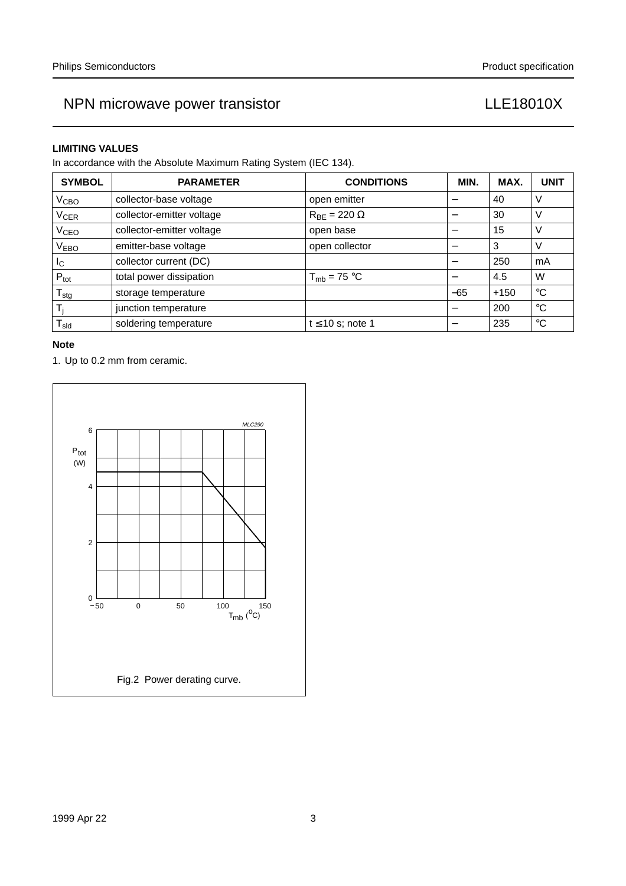## LIMITING VALUES

In accordance with the Absolute Maximum Rating System (IEC 134).

| SYMBOL | PARAMETER | CONDITIONS | MIN. | MAX. | UNIT |
|---|---|---|---|---|---|
| $V_{CBO}$ | collector-base voltage | open emitter | − | 40 | V |
| $V_{CER}$ | collector-emitter voltage | $R_{BE}$ = 220 Ω | − | 30 | V |
| $V_{CEO}$ | collector-emitter voltage | open base | − | 15 | V |
| $V_{EBO}$ | emitter-base voltage | open collector | − | 3 | V |
| $I_C$ | collector current (DC) | | − | 250 | mA |
| $P_{tot}$ | total power dissipation | $T_{mb}$ = 75 °C | − | 4.5 | W |
| $T_{stg}$ | storage temperature | | −65 | +150 | °C |
| $T_j$ | junction temperature | | − | 200 | °C |
| $T_{sld}$ | soldering temperature | t ≤ 10 s; note 1 | − | 235 | °C |

**Note**

1. Up to 0.2 mm from ceramic.

Fig.2 Power derating curve.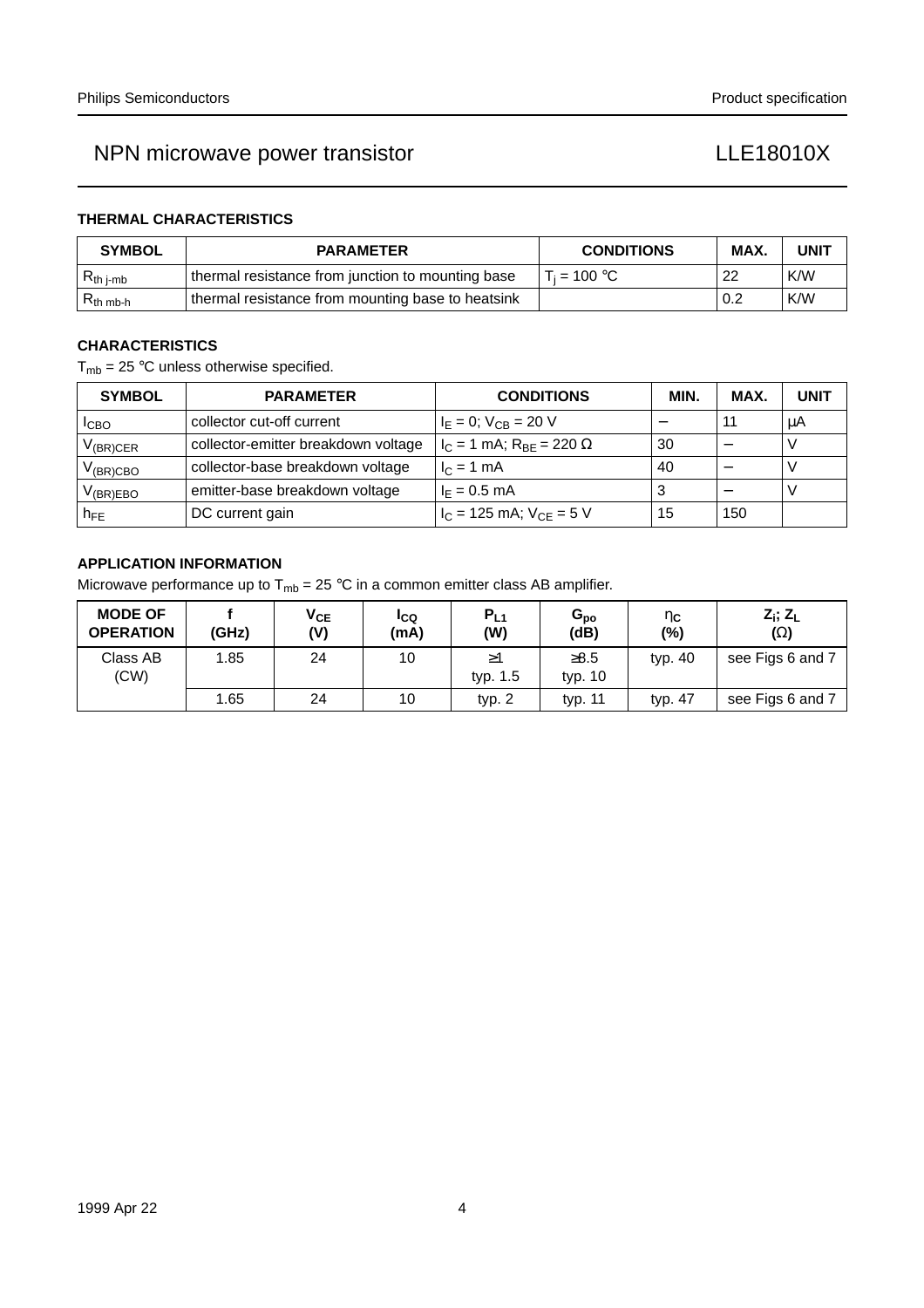### THERMAL CHARACTERISTICS

| SYMBOL | PARAMETER | CONDITIONS | MAX. | UNIT |
|---|---|---|---|---|
| $R_{th\ j\text{-}mb}$ | thermal resistance from junction to mounting base | $T_j$ = 100 °C | 22 | K/W |
| $R_{th\ mb\text{-}h}$ | thermal resistance from mounting base to heatsink | | 0.2 | K/W |

### CHARACTERISTICS

$T_{mb}$ = 25 °C unless otherwise specified.

| SYMBOL | PARAMETER | CONDITIONS | MIN. | MAX. | UNIT |
|---|---|---|---|---|---|
| $I_{CBO}$ | collector cut-off current | $I_E$ = 0; $V_{CB}$ = 20 V | − | 11 | μA |
| $V_{(BR)CER}$ | collector-emitter breakdown voltage | $I_C$ = 1 mA; $R_{BE}$ = 220 Ω | 30 | − | V |
| $V_{(BR)CBO}$ | collector-base breakdown voltage | $I_C$ = 1 mA | 40 | − | V |
| $V_{(BR)EBO}$ | emitter-base breakdown voltage | $I_E$ = 0.5 mA | 3 | − | V |
| $h_{FE}$ | DC current gain | $I_C$ = 125 mA; $V_{CE}$ = 5 V | 15 | 150 | |

### APPLICATION INFORMATION

Microwave performance up to $T_{mb}$ = 25 °C in a common emitter class AB amplifier.

| MODE OF OPERATION | f (GHz) | $V_{CE}$ (V) | $I_{CQ}$ (mA) | $P_{L1}$ (W) | $G_{po}$ (dB) | $\eta_C$ (%) | $Z_i$; $Z_L$ (Ω) |
|---|---|---|---|---|---|---|---|
| Class AB (CW) | 1.85 | 24 | 10 | ≥1 typ. 1.5 | ≥8.5 typ. 10 | typ. 40 | see Figs 6 and 7 |
| | 1.65 | 24 | 10 | typ. 2 | typ. 11 | typ. 47 | see Figs 6 and 7 |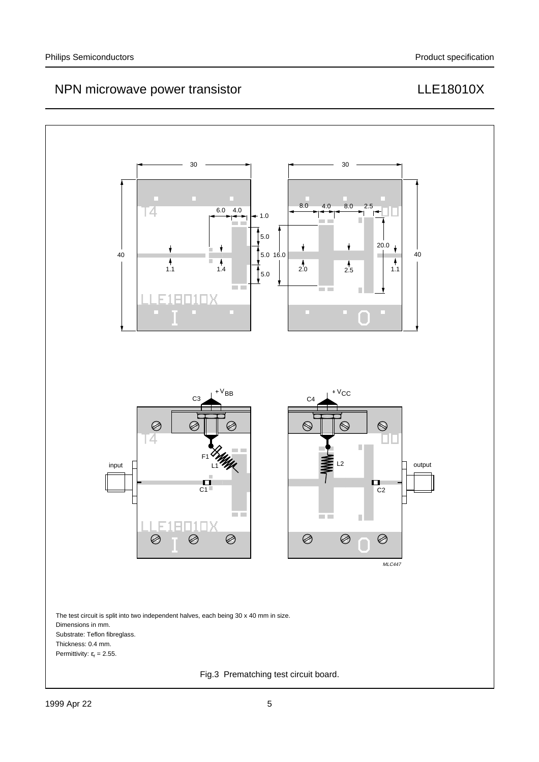The test circuit is split into two independent halves, each being 30 x 40 mm in size.

Dimensions in mm.

Substrate: Teflon fibreglass.

Thickness: 0.4 mm.

Permittivity: $\varepsilon_r$ = 2.55.

Fig.3 Prematching test circuit board.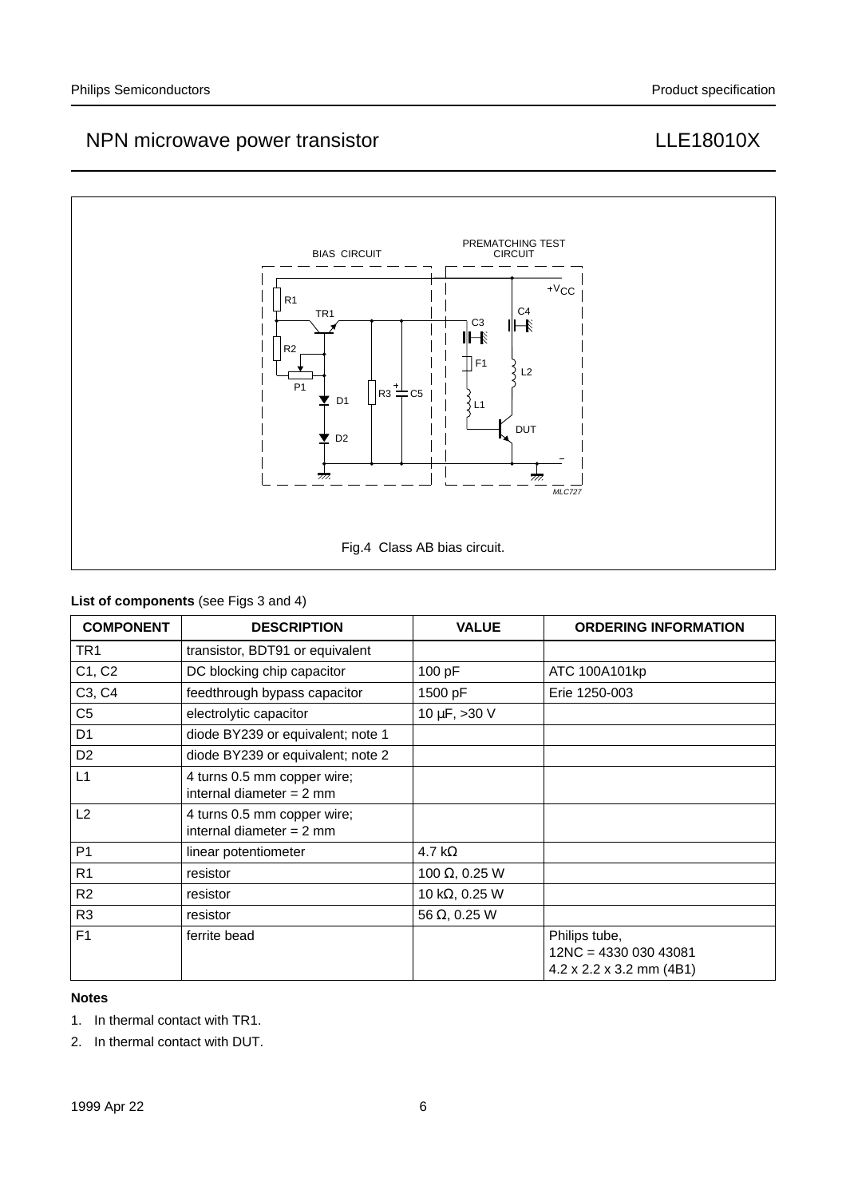Fig.4 Class AB bias circuit.

**List of components** (see Figs 3 and 4)

| COMPONENT | DESCRIPTION | VALUE | ORDERING INFORMATION |
|---|---|---|---|
| TR1 | transistor, BDT91 or equivalent | | |
| C1, C2 | DC blocking chip capacitor | 100 pF | ATC 100A101kp |
| C3, C4 | feedthrough bypass capacitor | 1500 pF | Erie 1250-003 |
| C5 | electrolytic capacitor | 10 μF, >30 V | |
| D1 | diode BY239 or equivalent; note 1 | | |
| D2 | diode BY239 or equivalent; note 2 | | |
| L1 | 4 turns 0.5 mm copper wire; internal diameter = 2 mm | | |
| L2 | 4 turns 0.5 mm copper wire; internal diameter = 2 mm | | |
| P1 | linear potentiometer | 4.7 kΩ | |
| R1 | resistor | 100 Ω, 0.25 W | |
| R2 | resistor | 10 kΩ, 0.25 W | |
| R3 | resistor | 56 Ω, 0.25 W | |
| F1 | ferrite bead | | Philips tube, 12NC = 4330 030 43081 4.2 x 2.2 x 3.2 mm (4B1) |

**Notes**

1. In thermal contact with TR1.
2. In thermal contact with DUT.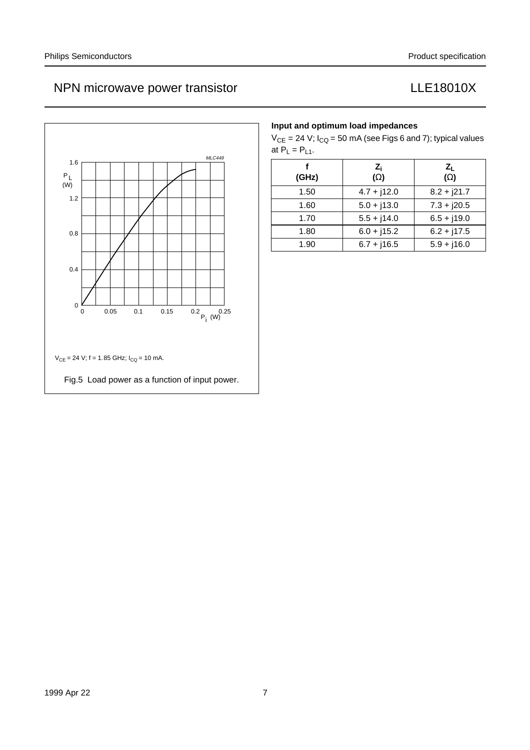$V_{CE}$ = 24 V; f = 1.85 GHz; $I_{CQ}$ = 10 mA.

Fig.5 Load power as a function of input power.

### Input and optimum load impedances

$V_{CE}$ = 24 V; $I_{CQ}$ = 50 mA (see Figs 6 and 7); typical values at $P_L = P_{L1}$.

| f (GHz) | $Z_i$ (Ω) | $Z_L$ (Ω) |
|---|---|---|
| 1.50 | 4.7 + j12.0 | 8.2 + j21.7 |
| 1.60 | 5.0 + j13.0 | 7.3 + j20.5 |
| 1.70 | 5.5 + j14.0 | 6.5 + j19.0 |
| 1.80 | 6.0 + j15.2 | 6.2 + j17.5 |
| 1.90 | 6.7 + j16.5 | 5.9 + j16.0 |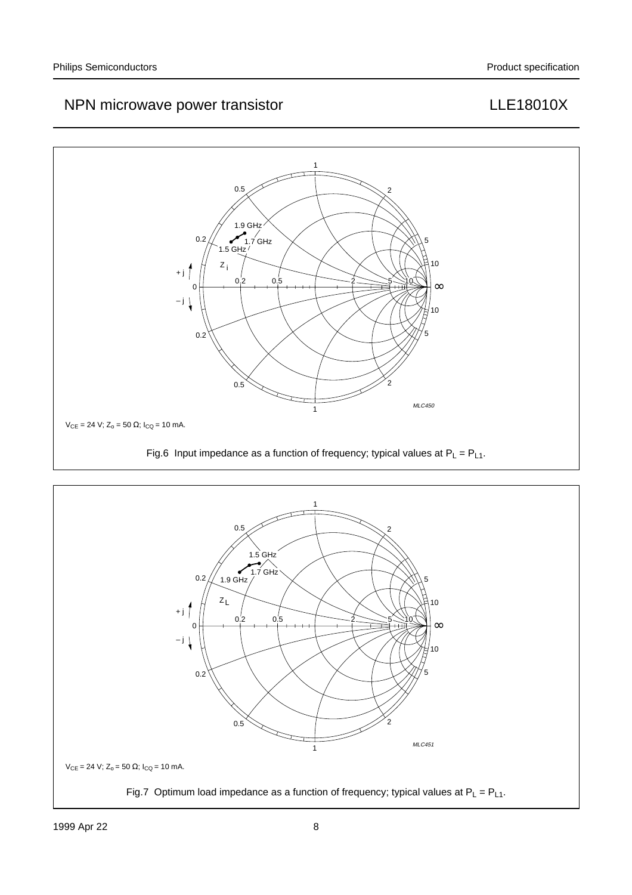$V_{CE}$ = 24 V; $Z_o$ = 50 Ω; $I_{CQ}$ = 10 mA.

Fig.6 Input impedance as a function of frequency; typical values at $P_L = P_{L1}$.

$V_{CE}$ = 24 V; $Z_o$ = 50 Ω; $I_{CQ}$ = 10 mA.

Fig.7 Optimum load impedance as a function of frequency; typical values at $P_L = P_{L1}$.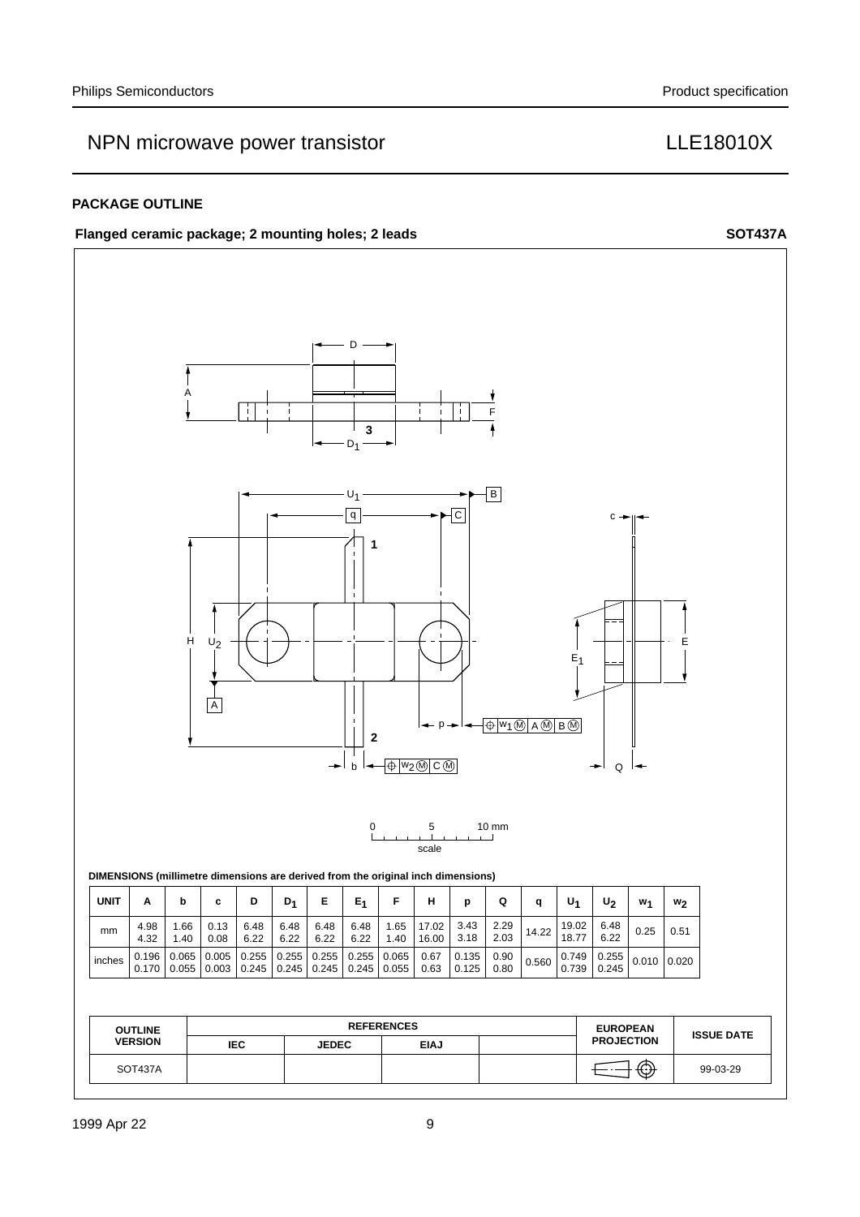## PACKAGE OUTLINE

**Flanged ceramic package; 2 mounting holes; 2 leads** **SOT437A**

0 5 10 mm
scale

**DIMENSIONS (millimetre dimensions are derived from the original inch dimensions)**

| UNIT | A | b | c | D | $D_1$ | E | $E_1$ | F | H | p | Q | q | $U_1$ | $U_2$ | $w_1$ | $w_2$ |
|---|---|---|---|---|---|---|---|---|---|---|---|---|---|---|---|---|
| mm | 4.98<br>4.32 | 1.66<br>1.40 | 0.13<br>0.08 | 6.48<br>6.22 | 6.48<br>6.22 | 6.48<br>6.22 | 6.48<br>6.22 | 1.65<br>1.40 | 17.02<br>16.00 | 3.43<br>3.18 | 2.29<br>2.03 | 14.22 | 19.02<br>18.77 | 6.48<br>6.22 | 0.25 | 0.51 |
| inches | 0.196<br>0.170 | 0.065<br>0.055 | 0.005<br>0.003 | 0.255<br>0.245 | 0.255<br>0.245 | 0.255<br>0.245 | 0.255<br>0.245 | 0.065<br>0.055 | 0.67<br>0.63 | 0.135<br>0.125 | 0.90<br>0.80 | 0.560 | 0.749<br>0.739 | 0.255<br>0.245 | 0.010 | 0.020 |

| OUTLINE VERSION | REFERENCES | | | | EUROPEAN PROJECTION | ISSUE DATE |
|---|---|---|---|---|---|---|
| | IEC | JEDEC | EIAJ | | | |
| SOT437A | | | | | | 99-03-29 |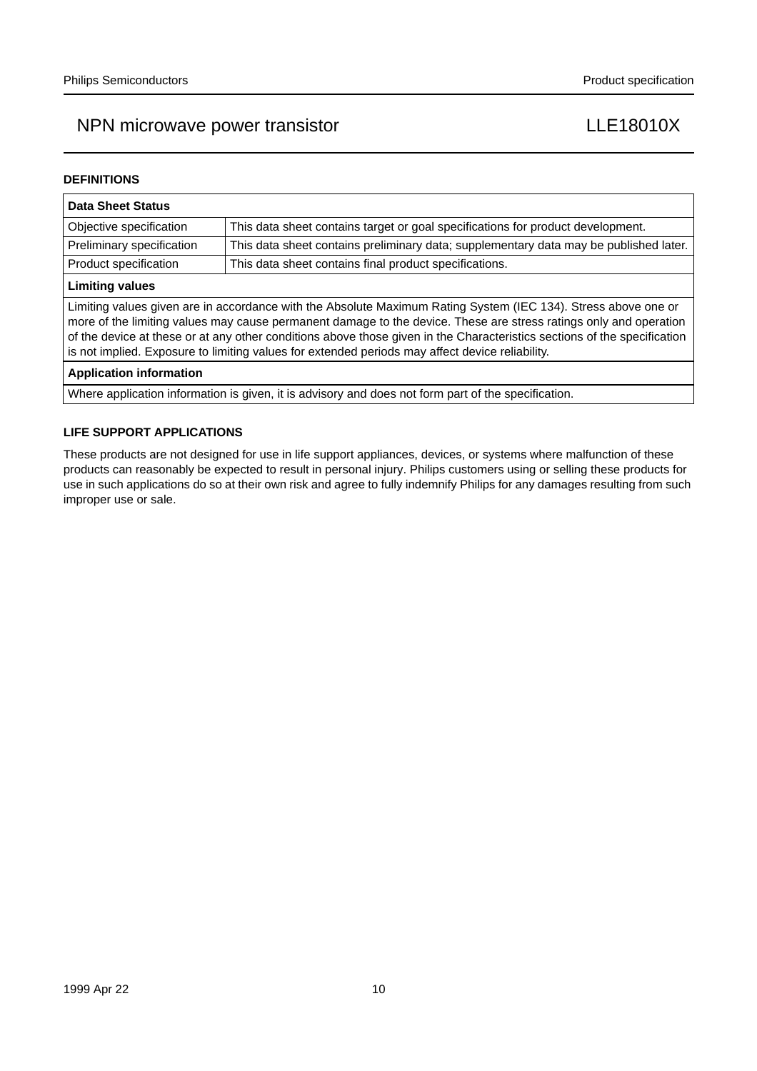## DEFINITIONS

| Data Sheet Status | |
|---|---|
| Objective specification | This data sheet contains target or goal specifications for product development. |
| Preliminary specification | This data sheet contains preliminary data; supplementary data may be published later. |
| Product specification | This data sheet contains final product specifications. |
| **Limiting values** | |
| Limiting values given are in accordance with the Absolute Maximum Rating System (IEC 134). Stress above one or more of the limiting values may cause permanent damage to the device. These are stress ratings only and operation of the device at these or at any other conditions above those given in the Characteristics sections of the specification is not implied. Exposure to limiting values for extended periods may affect device reliability. | |
| **Application information** | |
| Where application information is given, it is advisory and does not form part of the specification. | |

## LIFE SUPPORT APPLICATIONS

These products are not designed for use in life support appliances, devices, or systems where malfunction of these products can reasonably be expected to result in personal injury. Philips customers using or selling these products for use in such applications do so at their own risk and agree to fully indemnify Philips for any damages resulting from such improper use or sale.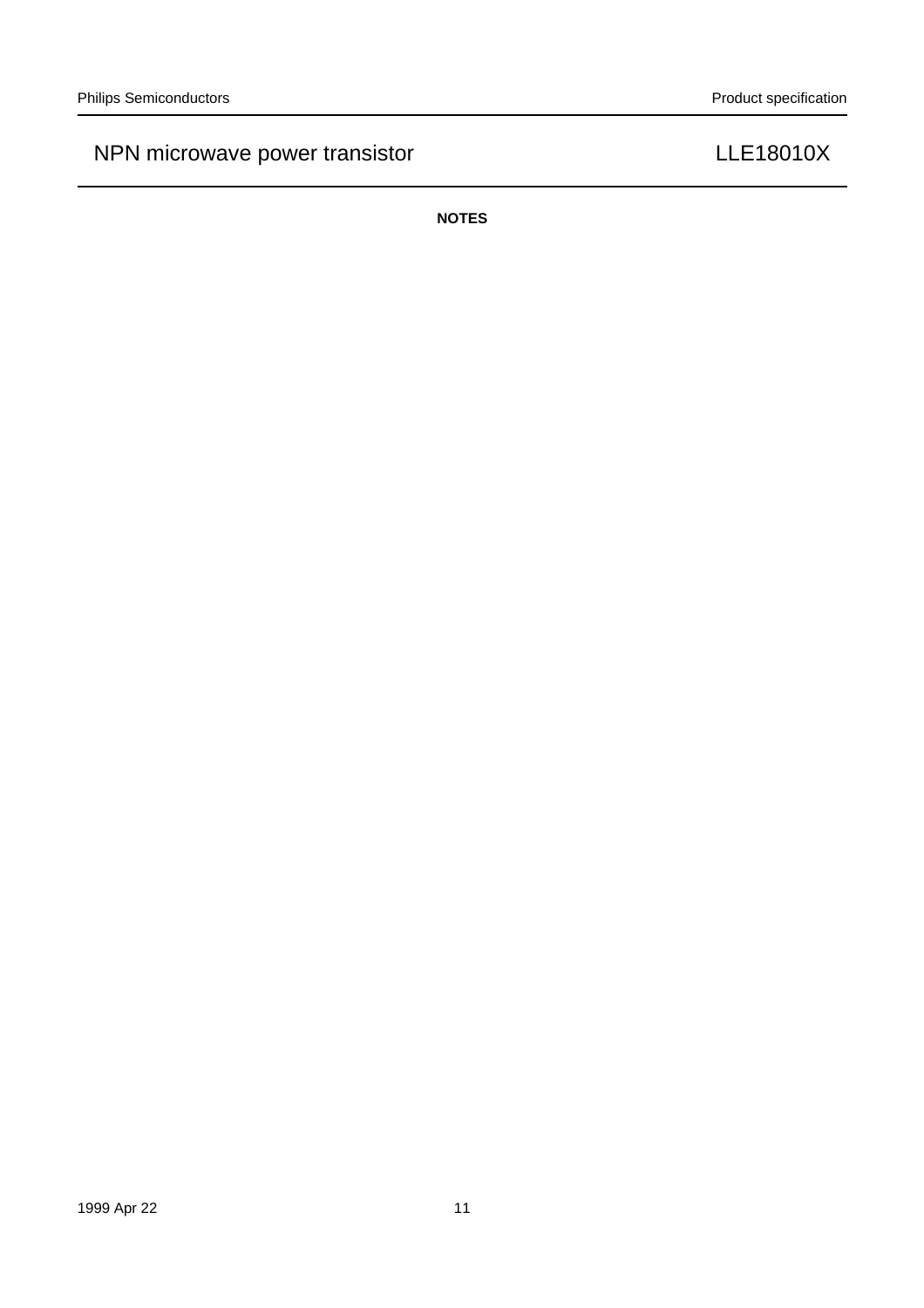**NOTES**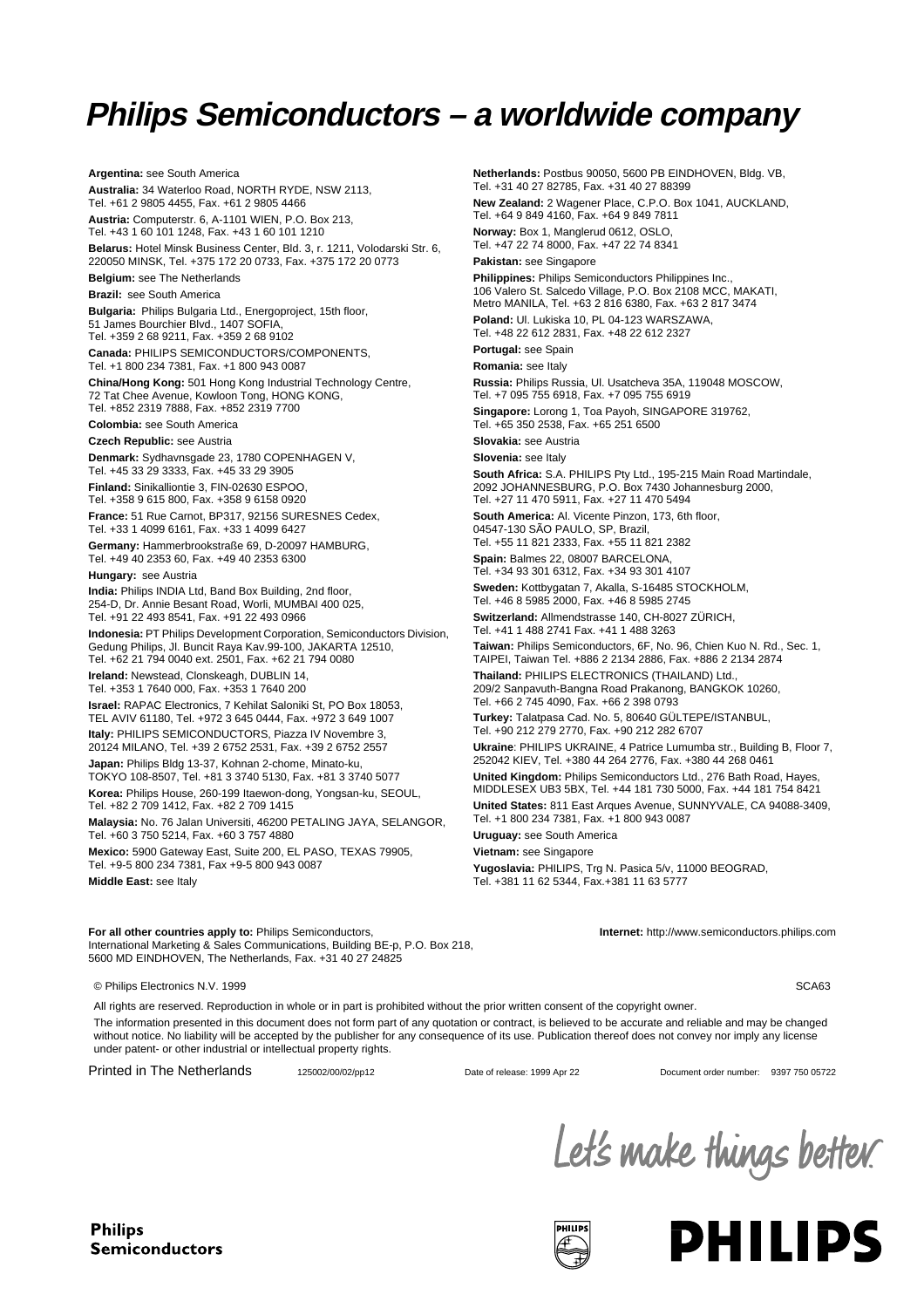# Philips Semiconductors – a worldwide company

**Argentina:** see South America

**Australia:** 34 Waterloo Road, NORTH RYDE, NSW 2113, Tel. +61 2 9805 4455, Fax. +61 2 9805 4466

**Austria:** Computerstr. 6, A-1101 WIEN, P.O. Box 213, Tel. +43 1 60 101 1248, Fax. +43 1 60 101 1210

**Belarus:** Hotel Minsk Business Center, Bld. 3, r. 1211, Volodarski Str. 6, 220050 MINSK, Tel. +375 172 20 0733, Fax. +375 172 20 0773

**Belgium:** see The Netherlands

**Brazil:** see South America

**Bulgaria:** Philips Bulgaria Ltd., Energoproject, 15th floor, 51 James Bourchier Blvd., 1407 SOFIA, Tel. +359 2 68 9211, Fax. +359 2 68 9102

**Canada:** PHILIPS SEMICONDUCTORS/COMPONENTS, Tel. +1 800 234 7381, Fax. +1 800 943 0087

**China/Hong Kong:** 501 Hong Kong Industrial Technology Centre, 72 Tat Chee Avenue, Kowloon Tong, HONG KONG, Tel. +852 2319 7888, Fax. +852 2319 7700

**Colombia:** see South America

**Czech Republic:** see Austria

**Denmark:** Sydhavnsgade 23, 1780 COPENHAGEN V, Tel. +45 33 29 3333, Fax. +45 33 29 3905

**Finland:** Sinikalliontie 3, FIN-02630 ESPOO, Tel. +358 9 615 800, Fax. +358 9 6158 0920

**France:** 51 Rue Carnot, BP317, 92156 SURESNES Cedex, Tel. +33 1 4099 6161, Fax. +33 1 4099 6427

**Germany:** Hammerbrookstraße 69, D-20097 HAMBURG, Tel. +49 40 2353 60, Fax. +49 40 2353 6300

**Hungary:** see Austria

**India:** Philips INDIA Ltd, Band Box Building, 2nd floor, 254-D, Dr. Annie Besant Road, Worli, MUMBAI 400 025, Tel. +91 22 493 8541, Fax. +91 22 493 0966

**Indonesia:** PT Philips Development Corporation, Semiconductors Division, Gedung Philips, Jl. Buncit Raya Kav.99-100, JAKARTA 12510, Tel. +62 21 794 0040 ext. 2501, Fax. +62 21 794 0080

**Ireland:** Newstead, Clonskeagh, DUBLIN 14, Tel. +353 1 7640 000, Fax. +353 1 7640 200

**Israel:** RAPAC Electronics, 7 Kehilat Saloniki St, PO Box 18053, TEL AVIV 61180, Tel. +972 3 645 0444, Fax. +972 3 649 1007

**Italy:** PHILIPS SEMICONDUCTORS, Piazza IV Novembre 3, 20124 MILANO, Tel. +39 2 6752 2531, Fax. +39 2 6752 2557

**Japan:** Philips Bldg 13-37, Kohnan 2-chome, Minato-ku, TOKYO 108-8507, Tel. +81 3 3740 5130, Fax. +81 3 3740 5077

**Korea:** Philips House, 260-199 Itaewon-dong, Yongsan-ku, SEOUL, Tel. +82 2 709 1412, Fax. +82 2 709 1415

**Malaysia:** No. 76 Jalan Universiti, 46200 PETALING JAYA, SELANGOR, Tel. +60 3 750 5214, Fax. +60 3 757 4880

**Mexico:** 5900 Gateway East, Suite 200, EL PASO, TEXAS 79905, Tel. +9-5 800 234 7381, Fax +9-5 800 943 0087

**Middle East:** see Italy

**Netherlands:** Postbus 90050, 5600 PB EINDHOVEN, Bldg. VB, Tel. +31 40 27 82785, Fax. +31 40 27 88399

**New Zealand:** 2 Wagener Place, C.P.O. Box 1041, AUCKLAND, Tel. +64 9 849 4160, Fax. +64 9 849 7811

**Norway:** Box 1, Manglerud 0612, OSLO, Tel. +47 22 74 8000, Fax. +47 22 74 8341

**Pakistan:** see Singapore

**Philippines:** Philips Semiconductors Philippines Inc., 106 Valero St. Salcedo Village, P.O. Box 2108 MCC, MAKATI, Metro MANILA, Tel. +63 2 816 6380, Fax. +63 2 817 3474

**Poland:** Ul. Lukiska 10, PL 04-123 WARSZAWA, Tel. +48 22 612 2831, Fax. +48 22 612 2327

**Portugal:** see Spain

**Romania:** see Italy

**Russia:** Philips Russia, Ul. Usatcheva 35A, 119048 MOSCOW, Tel. +7 095 755 6918, Fax. +7 095 755 6919

**Singapore:** Lorong 1, Toa Payoh, SINGAPORE 319762, Tel. +65 350 2538, Fax. +65 251 6500

**Slovakia:** see Austria

**Slovenia:** see Italy

**South Africa:** S.A. PHILIPS Pty Ltd., 195-215 Main Road Martindale, 2092 JOHANNESBURG, P.O. Box 7430 Johannesburg 2000, Tel. +27 11 470 5911, Fax. +27 11 470 5494

**South America:** Al. Vicente Pinzon, 173, 6th floor, 04547-130 SÃO PAULO, SP, Brazil, Tel. +55 11 821 2333, Fax. +55 11 821 2382

**Spain:** Balmes 22, 08007 BARCELONA, Tel. +34 93 301 6312, Fax. +34 93 301 4107

**Sweden:** Kottbygatan 7, Akalla, S-16485 STOCKHOLM, Tel. +46 8 5985 2000, Fax. +46 8 5985 2745

**Switzerland:** Allmendstrasse 140, CH-8027 ZÜRICH, Tel. +41 1 488 2741 Fax. +41 1 488 3263

**Taiwan:** Philips Semiconductors, 6F, No. 96, Chien Kuo N. Rd., Sec. 1, TAIPEI, Taiwan Tel. +886 2 2134 2886, Fax. +886 2 2134 2874

**Thailand:** PHILIPS ELECTRONICS (THAILAND) Ltd., 209/2 Sanpavuth-Bangna Road Prakanong, BANGKOK 10260, Tel. +66 2 745 4090, Fax. +66 2 398 0793

**Turkey:** Talatpasa Cad. No. 5, 80640 GÜLTEPE/ISTANBUL, Tel. +90 212 279 2770, Fax. +90 212 282 6707

**Ukraine**: PHILIPS UKRAINE, 4 Patrice Lumumba str., Building B, Floor 7, 252042 KIEV, Tel. +380 44 264 2776, Fax. +380 44 268 0461

**United Kingdom:** Philips Semiconductors Ltd., 276 Bath Road, Hayes, MIDDLESEX UB3 5BX, Tel. +44 181 730 5000, Fax. +44 181 754 8421

**United States:** 811 East Arques Avenue, SUNNYVALE, CA 94088-3409, Tel. +1 800 234 7381, Fax. +1 800 943 0087

**Uruguay:** see South America

**Vietnam:** see Singapore

**Yugoslavia:** PHILIPS, Trg N. Pasica 5/v, 11000 BEOGRAD, Tel. +381 11 62 5344, Fax.+381 11 63 5777

**For all other countries apply to:** Philips Semiconductors, International Marketing & Sales Communications, Building BE-p, P.O. Box 218, 5600 MD EINDHOVEN, The Netherlands, Fax. +31 40 27 24825

**Internet:** http://www.semiconductors.philips.com

© Philips Electronics N.V. 1999

SCA63

All rights are reserved. Reproduction in whole or in part is prohibited without the prior written consent of the copyright owner.

The information presented in this document does not form part of any quotation or contract, is believed to be accurate and reliable and may be changed without notice. No liability will be accepted by the publisher for any consequence of its use. Publication thereof does not convey nor imply any license under patent- or other industrial or intellectual property rights.

Printed in The Netherlands 125002/00/02/pp12 Date of release: 1999 Apr 22 Document order number: 9397 750 05722

Let's make things better.

**Philips Semiconductors**

**PHILIPS**